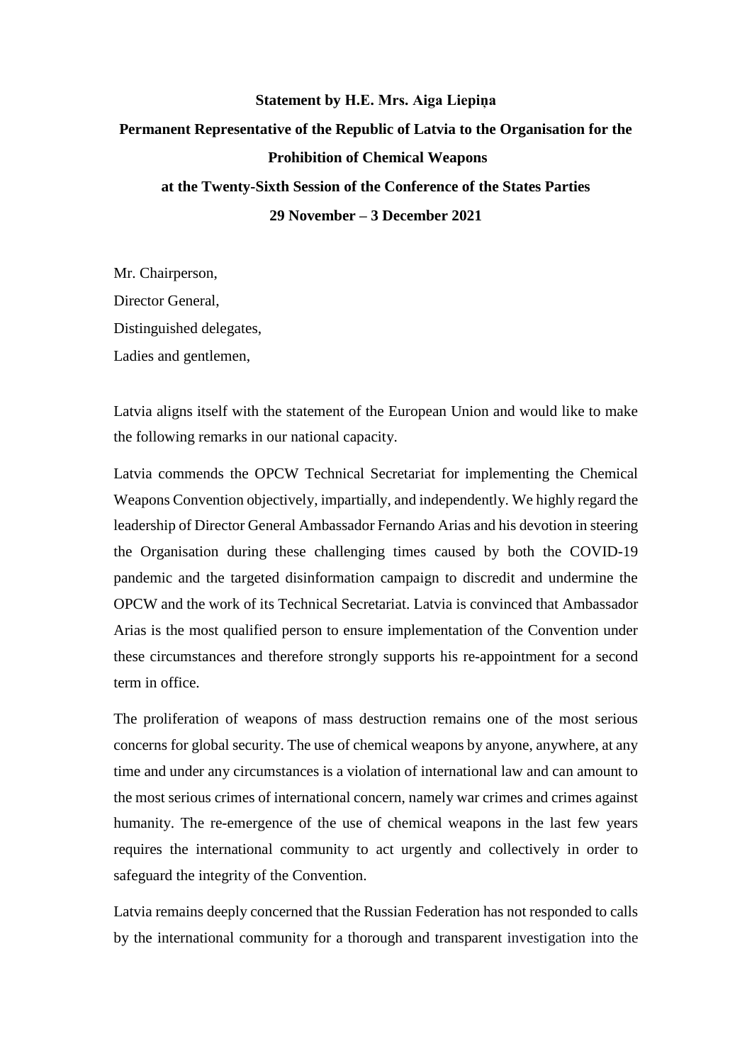**Statement by H.E. Mrs. Aiga Liepiņa**

**Permanent Representative of the Republic of Latvia to the Organisation for the Prohibition of Chemical Weapons**

**at the Twenty-Sixth Session of the Conference of the States Parties**

**29 November – 3 December 2021**

Mr. Chairperson,

Director General,

Distinguished delegates,

Ladies and gentlemen,

Latvia aligns itself with the statement of the European Union and would like to make the following remarks in our national capacity.

Latvia commends the OPCW Technical Secretariat for implementing the Chemical Weapons Convention objectively, impartially, and independently. We highly regard the leadership of Director General Ambassador Fernando Arias and his devotion in steering the Organisation during these challenging times caused by both the COVID-19 pandemic and the targeted disinformation campaign to discredit and undermine the OPCW and the work of its Technical Secretariat. Latvia is convinced that Ambassador Arias is the most qualified person to ensure implementation of the Convention under these circumstances and therefore strongly supports his re-appointment for a second term in office.

The proliferation of weapons of mass destruction remains one of the most serious concerns for global security. The use of chemical weapons by anyone, anywhere, at any time and under any circumstances is a violation of international law and can amount to the most serious crimes of international concern, namely war crimes and crimes against humanity. The re-emergence of the use of chemical weapons in the last few years requires the international community to act urgently and collectively in order to safeguard the integrity of the Convention.

Latvia remains deeply concerned that the Russian Federation has not responded to calls by the international community for a thorough and transparent investigation into the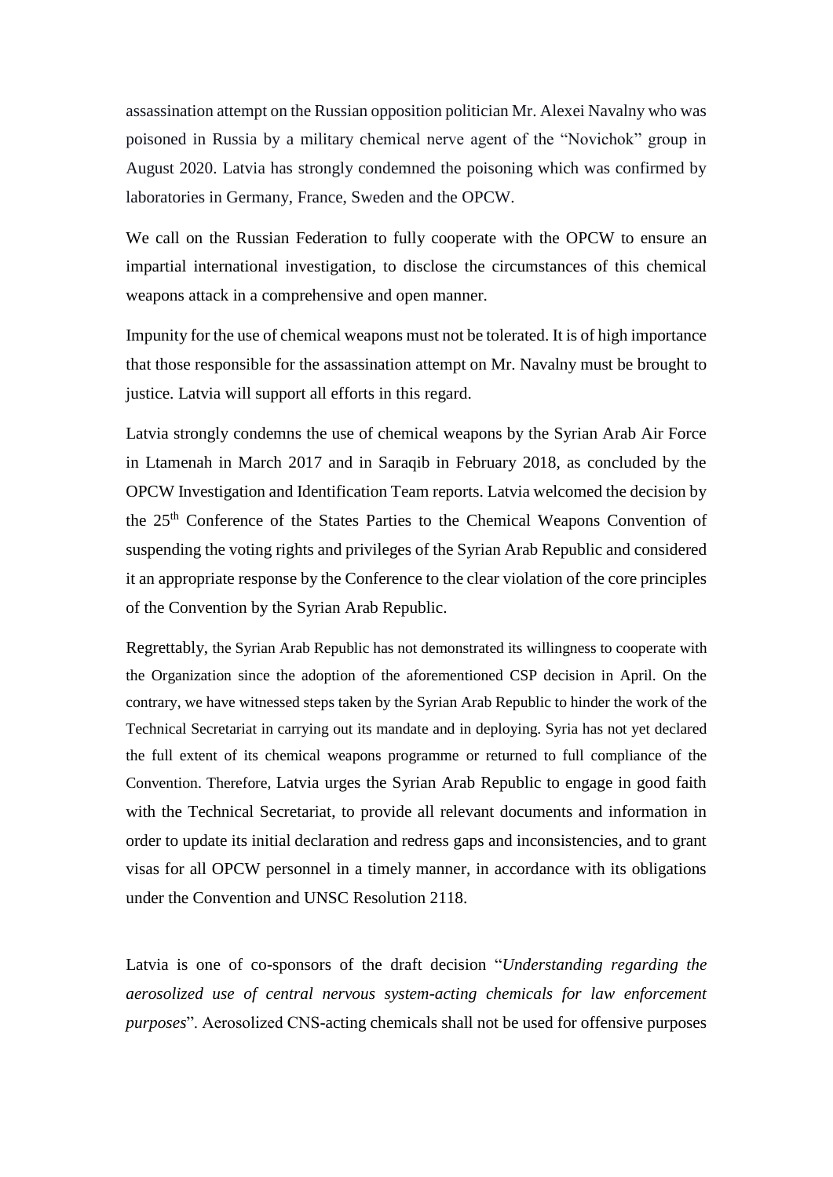assassination attempt on the Russian opposition politician Mr. Alexei Navalny who was poisoned in Russia by a military chemical nerve agent of the "Novichok" group in August 2020. Latvia has strongly condemned the poisoning which was confirmed by laboratories in Germany, France, Sweden and the OPCW.

We call on the Russian Federation to fully cooperate with the OPCW to ensure an impartial international investigation, to disclose the circumstances of this chemical weapons attack in a comprehensive and open manner.

Impunity for the use of chemical weapons must not be tolerated. It is of high importance that those responsible for the assassination attempt on Mr. Navalny must be brought to justice. Latvia will support all efforts in this regard.

Latvia strongly condemns the use of chemical weapons by the Syrian Arab Air Force in Ltamenah in March 2017 and in Saraqib in February 2018, as concluded by the OPCW Investigation and Identification Team reports. Latvia welcomed the decision by the 25th Conference of the States Parties to the Chemical Weapons Convention of suspending the voting rights and privileges of the Syrian Arab Republic and considered it an appropriate response by the Conference to the clear violation of the core principles of the Convention by the Syrian Arab Republic.

Regrettably, the Syrian Arab Republic has not demonstrated its willingness to cooperate with the Organization since the adoption of the aforementioned CSP decision in April. On the contrary, we have witnessed steps taken by the Syrian Arab Republic to hinder the work of the Technical Secretariat in carrying out its mandate and in deploying. Syria has not yet declared the full extent of its chemical weapons programme or returned to full compliance of the Convention. Therefore, Latvia urges the Syrian Arab Republic to engage in good faith with the Technical Secretariat, to provide all relevant documents and information in order to update its initial declaration and redress gaps and inconsistencies, and to grant visas for all OPCW personnel in a timely manner, in accordance with its obligations under the Convention and UNSC Resolution 2118.

Latvia is one of co-sponsors of the draft decision "*Understanding regarding the aerosolized use of central nervous system-acting chemicals for law enforcement purposes*". Aerosolized CNS-acting chemicals shall not be used for offensive purposes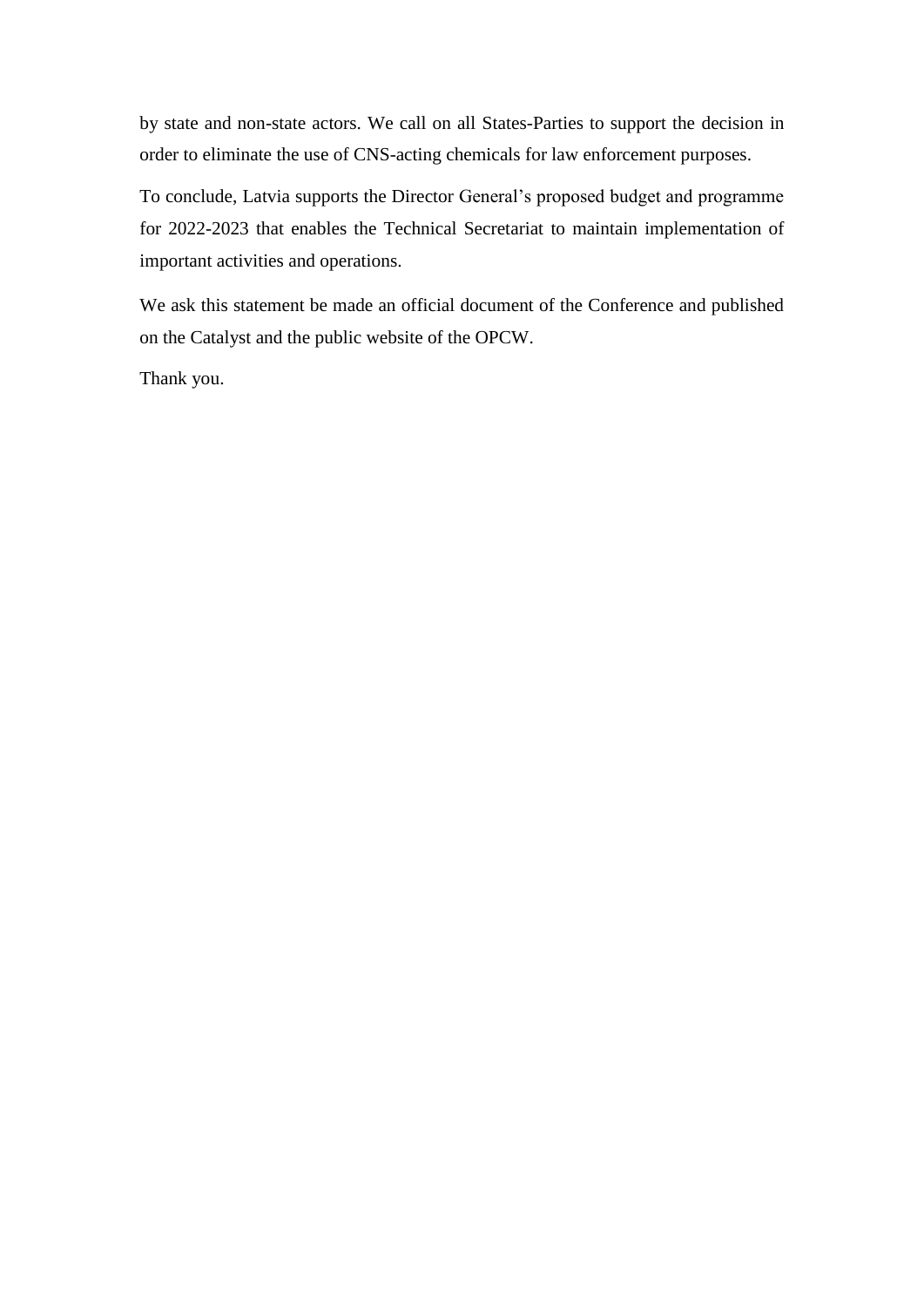by state and non-state actors. We call on all States-Parties to support the decision in order to eliminate the use of CNS-acting chemicals for law enforcement purposes.

To conclude, Latvia supports the Director General's proposed budget and programme for 2022-2023 that enables the Technical Secretariat to maintain implementation of important activities and operations.

We ask this statement be made an official document of the Conference and published on the Catalyst and the public website of the OPCW.

Thank you.